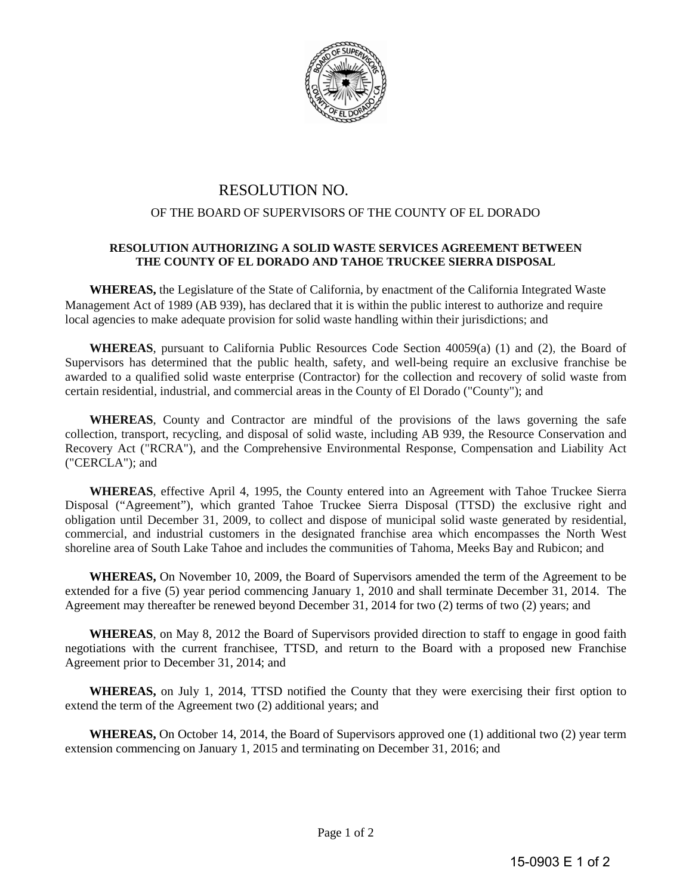# RESOLUTION NO.

## OF THE BOARD OF SUPERVISORS OF THE COUNTY OF EL DORADO

**RESOLUTION AUTHORIZING A SOLID WASTE SERVICES AGREEMENT BETWEEN THE COUNTY OF EL DORADO AND TAHOE TRUCKEE SIERRA DISPOSAL**

**WHEREAS,** the Legislature of the State of California, by enactment of the California Integrated Waste Management Act of 1989 (AB 939), has declared that it is within the public interest to authorize and require local agencies to make adequate provision for solid waste handling within their jurisdictions; and

**WHEREAS**, pursuant to California Public Resources Code Section 40059(a) (1) and (2), the Board of Supervisors has determined that the public health, safety, and well-being require an exclusive franchise be awarded to a qualified solid waste enterprise (Contractor) for the collection and recovery of solid waste from certain residential, industrial, and commercial areas in the County of El Dorado ("County"); and

**WHEREAS**, County and Contractor are mindful of the provisions of the laws governing the safe collection, transport, recycling, and disposal of solid waste, including AB 939, the Resource Conservation and Recovery Act ("RCRA"), and the Comprehensive Environmental Response, Compensation and Liability Act ("CERCLA"); and

**WHEREAS**, effective April 4, 1995, the County entered into an Agreement with Tahoe Truckee Sierra Disposal ("Agreement"), which granted Tahoe Truckee Sierra Disposal (TTSD) the exclusive right and obligation until December 31, 2009, to collect and dispose of municipal solid waste generated by residential, commercial, and industrial customers in the designated franchise area which encompasses the North West shoreline area of South Lake Tahoe and includes the communities of Tahoma, Meeks Bay and Rubicon; and

**WHEREAS,** On November 10, 2009, the Board of Supervisors amended the term of the Agreement to be extended for a five (5) year period commencing January 1, 2010 and shall terminate December 31, 2014. The Agreement may thereafter be renewed beyond December 31, 2014 for two (2) terms of two (2) years; and

**WHEREAS**, on May 8, 2012 the Board of Supervisors provided direction to staff to engage in good faith negotiations with the current franchisee, TTSD, and return to the Board with a proposed new Franchise Agreement prior to December 31, 2014; and

**WHEREAS,** on July 1, 2014, TTSD notified the County that they were exercising their first option to extend the term of the Agreement two (2) additional years; and

**WHEREAS,** On October 14, 2014, the Board of Supervisors approved one (1) additional two (2) year term extension commencing on January 1, 2015 and terminating on December 31, 2016; and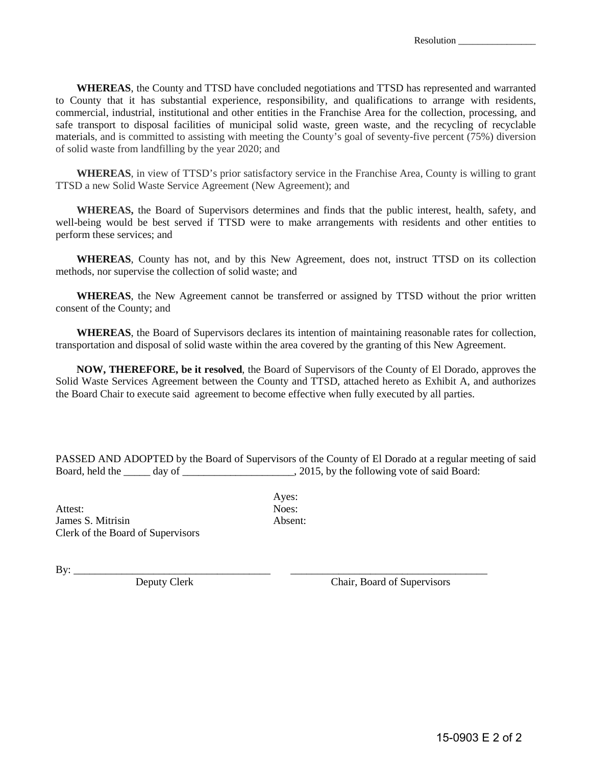Resolution ________________

**WHEREAS**, the County and TTSD have concluded negotiations and TTSD has represented and warranted to County that it has substantial experience, responsibility, and qualifications to arrange with residents, commercial, industrial, institutional and other entities in the Franchise Area for the collection, processing, and safe transport to disposal facilities of municipal solid waste, green waste, and the recycling of recyclable materials, and is committed to assisting with meeting the County's goal of seventy-five percent (75%) diversion of solid waste from landfilling by the year 2020; and

**WHEREAS**, in view of TTSD's prior satisfactory service in the Franchise Area, County is willing to grant TTSD a new Solid Waste Service Agreement (New Agreement); and

**WHEREAS,** the Board of Supervisors determines and finds that the public interest, health, safety, and well-being would be best served if TTSD were to make arrangements with residents and other entities to perform these services; and

**WHEREAS**, County has not, and by this New Agreement, does not, instruct TTSD on its collection methods, nor supervise the collection of solid waste; and

**WHEREAS**, the New Agreement cannot be transferred or assigned by TTSD without the prior written consent of the County; and

**WHEREAS**, the Board of Supervisors declares its intention of maintaining reasonable rates for collection, transportation and disposal of solid waste within the area covered by the granting of this New Agreement.

**NOW, THEREFORE, be it resolved**, the Board of Supervisors of the County of El Dorado, approves the Solid Waste Services Agreement between the County and TTSD, attached hereto as Exhibit A, and authorizes the Board Chair to execute said agreement to become effective when fully executed by all parties.

PASSED AND ADOPTED by the Board of Supervisors of the County of El Dorado at a regular meeting of said Board, held the _____ day of _____________________, 2015, by the following vote of said Board:

Ayes:
Noes:
Absent:

Attest:
James S. Mitrisin
Clerk of the Board of Supervisors

By: _____________________________________
Deputy Clerk

_____________________________________
Chair, Board of Supervisors

15-0903 E 2 of 2